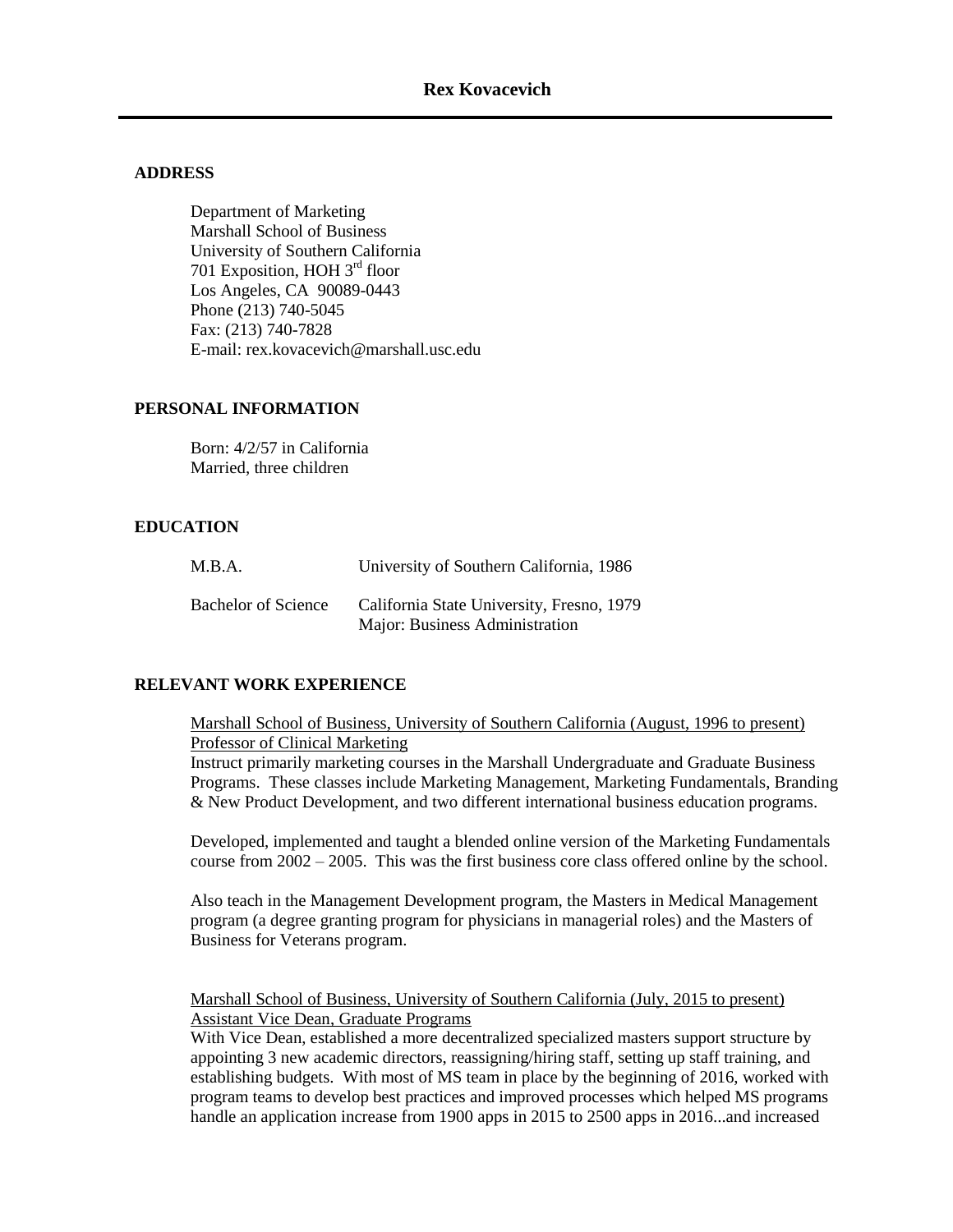# Rex Kovacevich

## ADDRESS

Department of Marketing
Marshall School of Business
University of Southern California
701 Exposition, HOH 3rd floor
Los Angeles, CA 90089-0443
Phone (213) 740-5045
Fax: (213) 740-7828
E-mail: rex.kovacevich@marshall.usc.edu

## PERSONAL INFORMATION

Born: 4/2/57 in California
Married, three children

## EDUCATION

| | |
|---|---|
| M.B.A. | University of Southern California, 1986 |
| Bachelor of Science | California State University, Fresno, 1979<br>Major: Business Administration |

## RELEVANT WORK EXPERIENCE

Marshall School of Business, University of Southern California (August, 1996 to present)
Professor of Clinical Marketing
Instruct primarily marketing courses in the Marshall Undergraduate and Graduate Business Programs. These classes include Marketing Management, Marketing Fundamentals, Branding & New Product Development, and two different international business education programs.

Developed, implemented and taught a blended online version of the Marketing Fundamentals course from 2002 – 2005. This was the first business core class offered online by the school.

Also teach in the Management Development program, the Masters in Medical Management program (a degree granting program for physicians in managerial roles) and the Masters of Business for Veterans program.

Marshall School of Business, University of Southern California (July, 2015 to present)
Assistant Vice Dean, Graduate Programs
With Vice Dean, established a more decentralized specialized masters support structure by appointing 3 new academic directors, reassigning/hiring staff, setting up staff training, and establishing budgets. With most of MS team in place by the beginning of 2016, worked with program teams to develop best practices and improved processes which helped MS programs handle an application increase from 1900 apps in 2015 to 2500 apps in 2016...and increased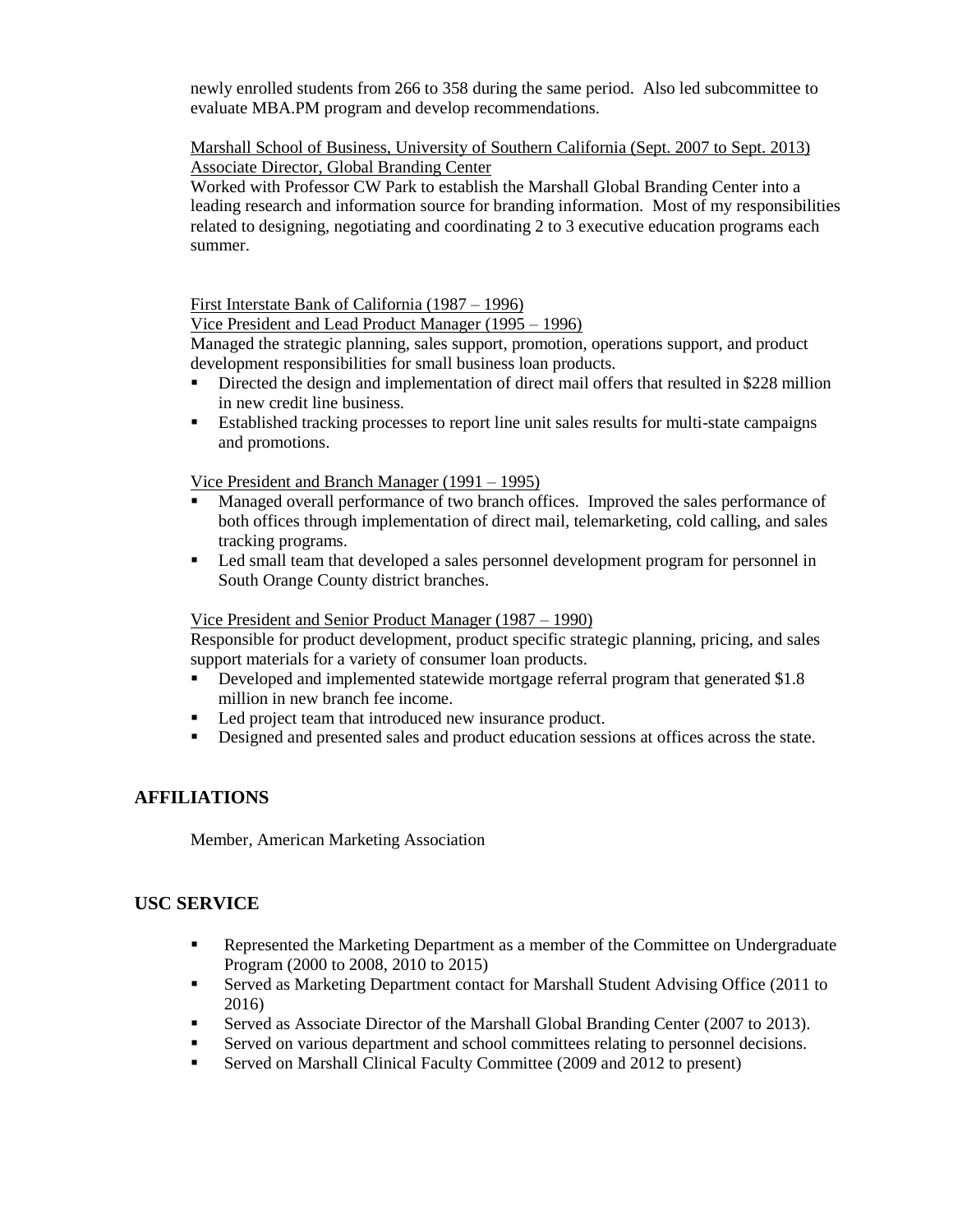newly enrolled students from 266 to 358 during the same period. Also led subcommittee to evaluate MBA.PM program and develop recommendations.

Marshall School of Business, University of Southern California (Sept. 2007 to Sept. 2013)
Associate Director, Global Branding Center
Worked with Professor CW Park to establish the Marshall Global Branding Center into a leading research and information source for branding information. Most of my responsibilities related to designing, negotiating and coordinating 2 to 3 executive education programs each summer.

First Interstate Bank of California (1987 – 1996)
Vice President and Lead Product Manager (1995 – 1996)
Managed the strategic planning, sales support, promotion, operations support, and product development responsibilities for small business loan products.

- Directed the design and implementation of direct mail offers that resulted in $228 million in new credit line business.
- Established tracking processes to report line unit sales results for multi-state campaigns and promotions.

Vice President and Branch Manager (1991 – 1995)

- Managed overall performance of two branch offices. Improved the sales performance of both offices through implementation of direct mail, telemarketing, cold calling, and sales tracking programs.
- Led small team that developed a sales personnel development program for personnel in South Orange County district branches.

Vice President and Senior Product Manager (1987 – 1990)
Responsible for product development, product specific strategic planning, pricing, and sales support materials for a variety of consumer loan products.

- Developed and implemented statewide mortgage referral program that generated $1.8 million in new branch fee income.
- Led project team that introduced new insurance product.
- Designed and presented sales and product education sessions at offices across the state.

## AFFILIATIONS

Member, American Marketing Association

## USC SERVICE

- Represented the Marketing Department as a member of the Committee on Undergraduate Program (2000 to 2008, 2010 to 2015)
- Served as Marketing Department contact for Marshall Student Advising Office (2011 to 2016)
- Served as Associate Director of the Marshall Global Branding Center (2007 to 2013).
- Served on various department and school committees relating to personnel decisions.
- Served on Marshall Clinical Faculty Committee (2009 and 2012 to present)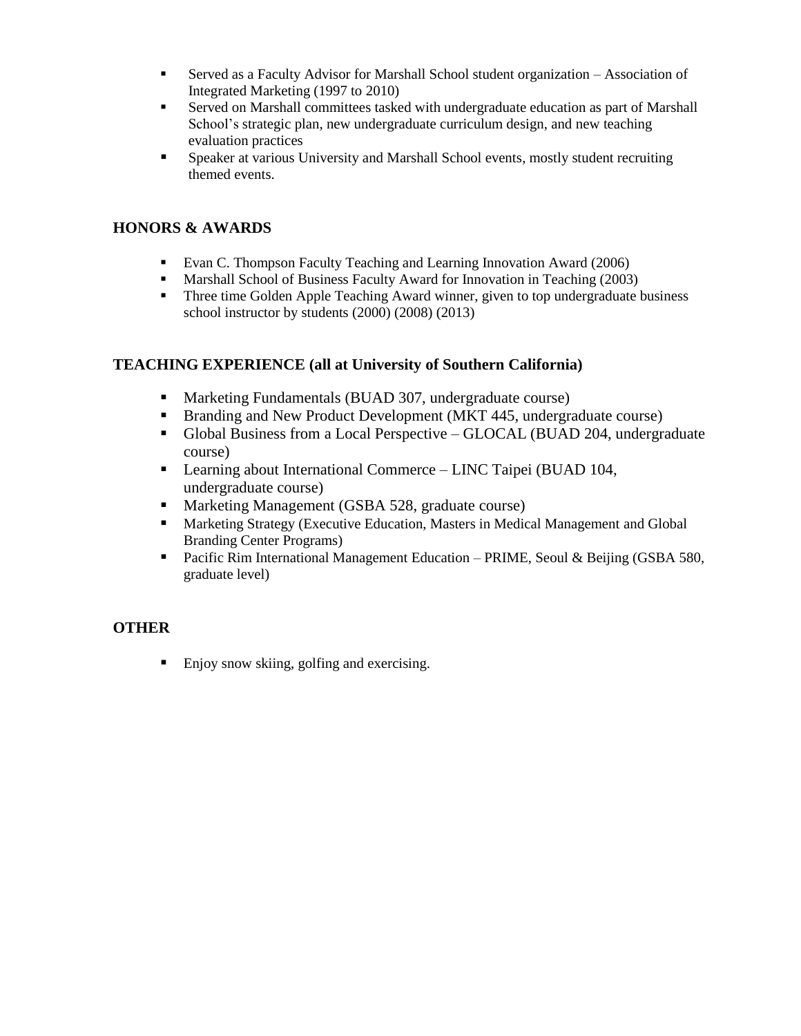- Served as a Faculty Advisor for Marshall School student organization – Association of Integrated Marketing (1997 to 2010)
- Served on Marshall committees tasked with undergraduate education as part of Marshall School's strategic plan, new undergraduate curriculum design, and new teaching evaluation practices
- Speaker at various University and Marshall School events, mostly student recruiting themed events.

## HONORS & AWARDS

- Evan C. Thompson Faculty Teaching and Learning Innovation Award (2006)
- Marshall School of Business Faculty Award for Innovation in Teaching (2003)
- Three time Golden Apple Teaching Award winner, given to top undergraduate business school instructor by students (2000) (2008) (2013)

## TEACHING EXPERIENCE (all at University of Southern California)

- Marketing Fundamentals (BUAD 307, undergraduate course)
- Branding and New Product Development (MKT 445, undergraduate course)
- Global Business from a Local Perspective – GLOCAL (BUAD 204, undergraduate course)
- Learning about International Commerce – LINC Taipei (BUAD 104, undergraduate course)
- Marketing Management (GSBA 528, graduate course)
- Marketing Strategy (Executive Education, Masters in Medical Management and Global Branding Center Programs)
- Pacific Rim International Management Education – PRIME, Seoul & Beijing (GSBA 580, graduate level)

## OTHER

- Enjoy snow skiing, golfing and exercising.